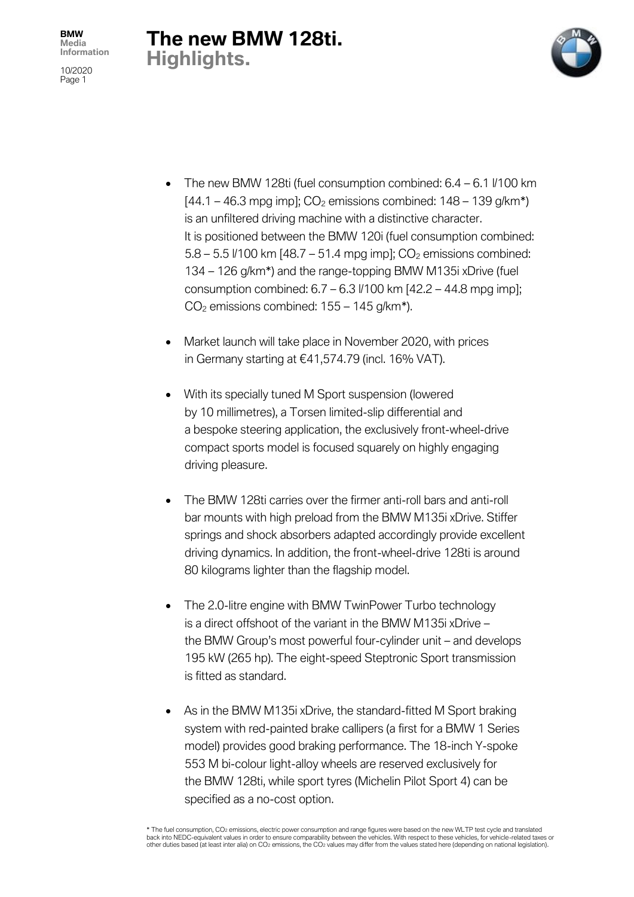# The new BMW 128ti.
## Highlights.

- The new BMW 128ti (fuel consumption combined: 6.4 – 6.1 l/100 km [44.1 – 46.3 mpg imp]; $CO_2$ emissions combined: 148 – 139 g/km*) is an unfiltered driving machine with a distinctive character. It is positioned between the BMW 120i (fuel consumption combined: 5.8 – 5.5 l/100 km [48.7 – 51.4 mpg imp]; $CO_2$ emissions combined: 134 – 126 g/km*) and the range-topping BMW M135i xDrive (fuel consumption combined: 6.7 – 6.3 l/100 km [42.2 – 44.8 mpg imp]; $CO_2$ emissions combined: 155 – 145 g/km*).

- Market launch will take place in November 2020, with prices in Germany starting at €41,574.79 (incl. 16% VAT).

- With its specially tuned M Sport suspension (lowered by 10 millimetres), a Torsen limited-slip differential and a bespoke steering application, the exclusively front-wheel-drive compact sports model is focused squarely on highly engaging driving pleasure.

- The BMW 128ti carries over the firmer anti-roll bars and anti-roll bar mounts with high preload from the BMW M135i xDrive. Stiffer springs and shock absorbers adapted accordingly provide excellent driving dynamics. In addition, the front-wheel-drive 128ti is around 80 kilograms lighter than the flagship model.

- The 2.0-litre engine with BMW TwinPower Turbo technology is a direct offshoot of the variant in the BMW M135i xDrive – the BMW Group's most powerful four-cylinder unit – and develops 195 kW (265 hp). The eight-speed Steptronic Sport transmission is fitted as standard.

- As in the BMW M135i xDrive, the standard-fitted M Sport braking system with red-painted brake callipers (a first for a BMW 1 Series model) provides good braking performance. The 18-inch Y-spoke 553 M bi-colour light-alloy wheels are reserved exclusively for the BMW 128ti, while sport tyres (Michelin Pilot Sport 4) can be specified as a no-cost option.

* The fuel consumption, $CO_2$ emissions, electric power consumption and range figures were based on the new WLTP test cycle and translated back into NEDC-equivalent values in order to ensure comparability between the vehicles. With respect to these vehicles, for vehicle-related taxes or other duties based (at least inter alia) on $CO_2$ emissions, the $CO_2$ values may differ from the values stated here (depending on national legislation).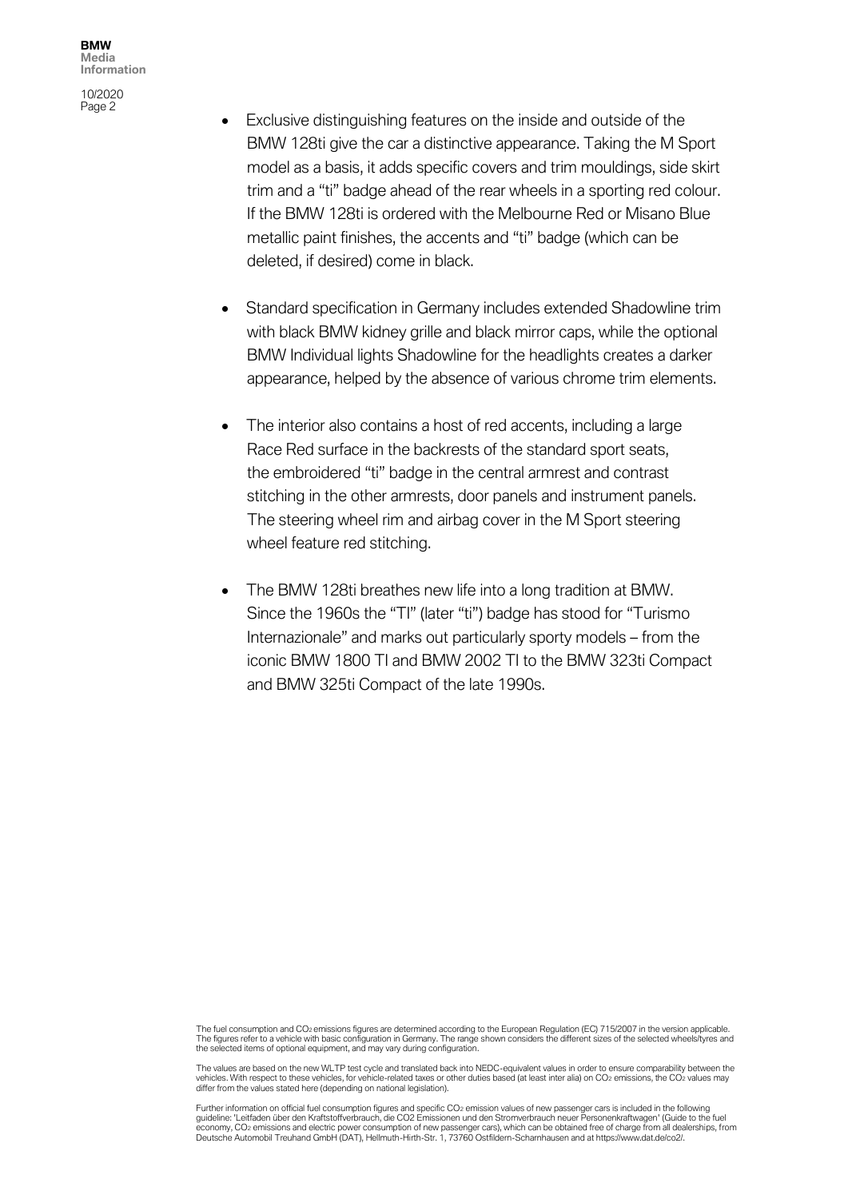- Exclusive distinguishing features on the inside and outside of the BMW 128ti give the car a distinctive appearance. Taking the M Sport model as a basis, it adds specific covers and trim mouldings, side skirt trim and a "ti" badge ahead of the rear wheels in a sporting red colour. If the BMW 128ti is ordered with the Melbourne Red or Misano Blue metallic paint finishes, the accents and "ti" badge (which can be deleted, if desired) come in black.

- Standard specification in Germany includes extended Shadowline trim with black BMW kidney grille and black mirror caps, while the optional BMW Individual lights Shadowline for the headlights creates a darker appearance, helped by the absence of various chrome trim elements.

- The interior also contains a host of red accents, including a large Race Red surface in the backrests of the standard sport seats, the embroidered "ti" badge in the central armrest and contrast stitching in the other armrests, door panels and instrument panels. The steering wheel rim and airbag cover in the M Sport steering wheel feature red stitching.

- The BMW 128ti breathes new life into a long tradition at BMW. Since the 1960s the "TI" (later "ti") badge has stood for "Turismo Internazionale" and marks out particularly sporty models – from the iconic BMW 1800 TI and BMW 2002 TI to the BMW 323ti Compact and BMW 325ti Compact of the late 1990s.

The fuel consumption and $CO_2$ emissions figures are determined according to the European Regulation (EC) 715/2007 in the version applicable. The figures refer to a vehicle with basic configuration in Germany. The range shown considers the different sizes of the selected wheels/tyres and the selected items of optional equipment, and may vary during configuration.

The values are based on the new WLTP test cycle and translated back into NEDC-equivalent values in order to ensure comparability between the vehicles. With respect to these vehicles, for vehicle-related taxes or other duties based (at least inter alia) on $CO_2$ emissions, the $CO_2$ values may differ from the values stated here (depending on national legislation).

Further information on official fuel consumption figures and specific $CO_2$ emission values of new passenger cars is included in the following guideline: 'Leitfaden über den Kraftstoffverbrauch, die CO2 Emissionen und den Stromverbrauch neuer Personenkraftwagen' (Guide to the fuel economy, $CO_2$ emissions and electric power consumption of new passenger cars), which can be obtained free of charge from all dealerships, from Deutsche Automobil Treuhand GmbH (DAT), Hellmuth-Hirth-Str. 1, 73760 Ostfildern-Scharnhausen and at https://www.dat.de/co2/.